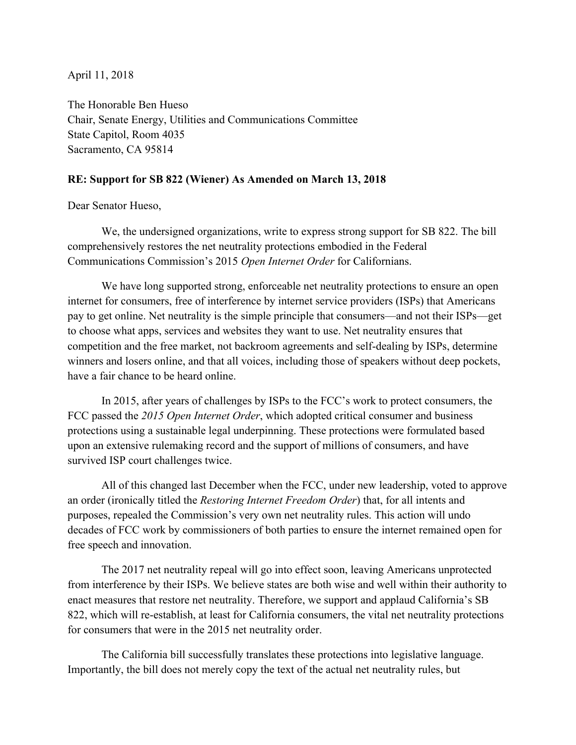April 11, 2018

The Honorable Ben Hueso
Chair, Senate Energy, Utilities and Communications Committee
State Capitol, Room 4035
Sacramento, CA 95814

**RE: Support for SB 822 (Wiener) As Amended on March 13, 2018**

Dear Senator Hueso,

We, the undersigned organizations, write to express strong support for SB 822. The bill comprehensively restores the net neutrality protections embodied in the Federal Communications Commission's 2015 *Open Internet Order* for Californians.

We have long supported strong, enforceable net neutrality protections to ensure an open internet for consumers, free of interference by internet service providers (ISPs) that Americans pay to get online. Net neutrality is the simple principle that consumers—and not their ISPs—get to choose what apps, services and websites they want to use. Net neutrality ensures that competition and the free market, not backroom agreements and self-dealing by ISPs, determine winners and losers online, and that all voices, including those of speakers without deep pockets, have a fair chance to be heard online.

In 2015, after years of challenges by ISPs to the FCC's work to protect consumers, the FCC passed the *2015 Open Internet Order*, which adopted critical consumer and business protections using a sustainable legal underpinning. These protections were formulated based upon an extensive rulemaking record and the support of millions of consumers, and have survived ISP court challenges twice.

All of this changed last December when the FCC, under new leadership, voted to approve an order (ironically titled the *Restoring Internet Freedom Order*) that, for all intents and purposes, repealed the Commission's very own net neutrality rules. This action will undo decades of FCC work by commissioners of both parties to ensure the internet remained open for free speech and innovation.

The 2017 net neutrality repeal will go into effect soon, leaving Americans unprotected from interference by their ISPs. We believe states are both wise and well within their authority to enact measures that restore net neutrality. Therefore, we support and applaud California's SB 822, which will re-establish, at least for California consumers, the vital net neutrality protections for consumers that were in the 2015 net neutrality order.

The California bill successfully translates these protections into legislative language. Importantly, the bill does not merely copy the text of the actual net neutrality rules, but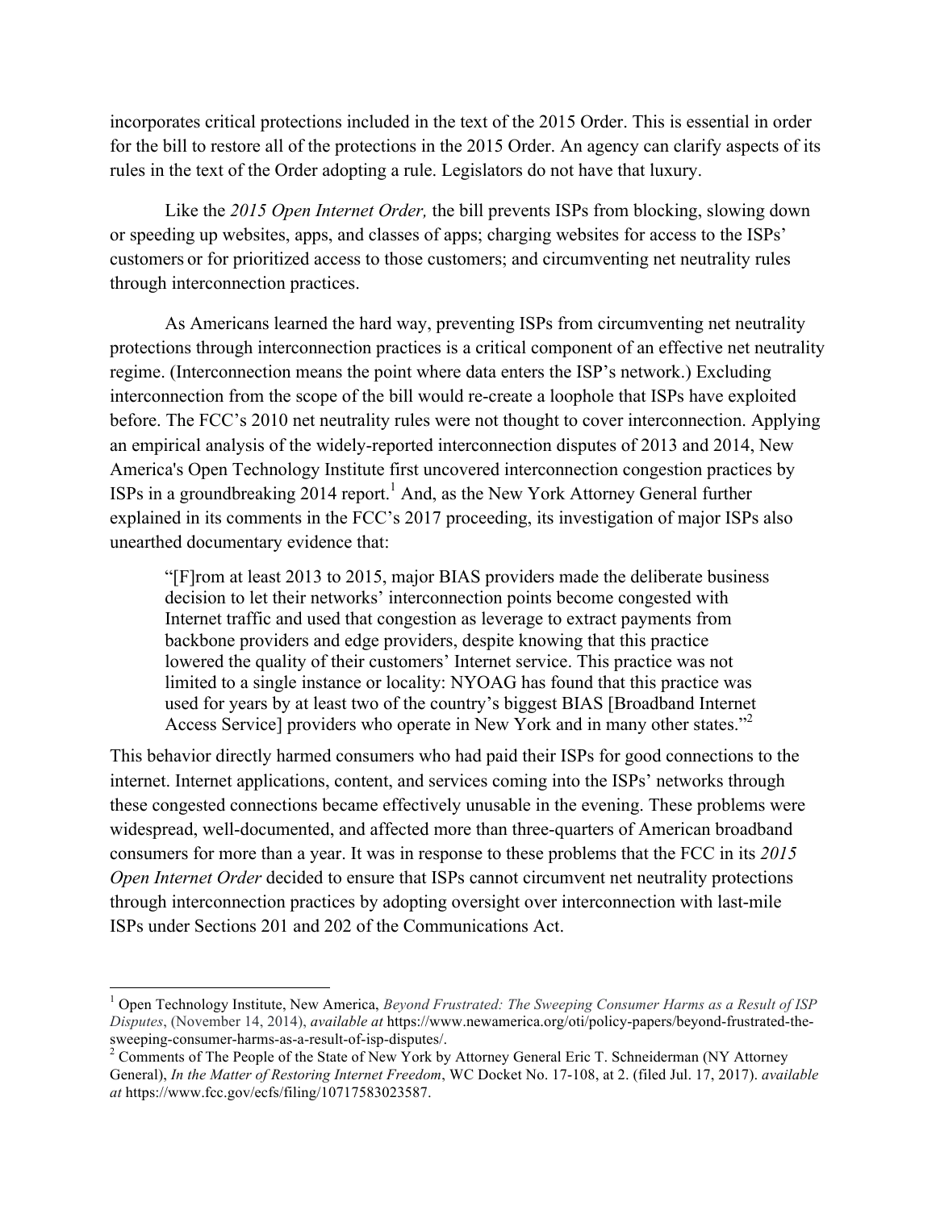incorporates critical protections included in the text of the 2015 Order. This is essential in order for the bill to restore all of the protections in the 2015 Order. An agency can clarify aspects of its rules in the text of the Order adopting a rule. Legislators do not have that luxury.

Like the *2015 Open Internet Order,* the bill prevents ISPs from blocking, slowing down or speeding up websites, apps, and classes of apps; charging websites for access to the ISPs' customers or for prioritized access to those customers; and circumventing net neutrality rules through interconnection practices.

As Americans learned the hard way, preventing ISPs from circumventing net neutrality protections through interconnection practices is a critical component of an effective net neutrality regime. (Interconnection means the point where data enters the ISP's network.) Excluding interconnection from the scope of the bill would re-create a loophole that ISPs have exploited before. The FCC's 2010 net neutrality rules were not thought to cover interconnection. Applying an empirical analysis of the widely-reported interconnection disputes of 2013 and 2014, New America's Open Technology Institute first uncovered interconnection congestion practices by ISPs in a groundbreaking 2014 report.[1] And, as the New York Attorney General further explained in its comments in the FCC's 2017 proceeding, its investigation of major ISPs also unearthed documentary evidence that:

> "[F]rom at least 2013 to 2015, major BIAS providers made the deliberate business decision to let their networks' interconnection points become congested with Internet traffic and used that congestion as leverage to extract payments from backbone providers and edge providers, despite knowing that this practice lowered the quality of their customers' Internet service. This practice was not limited to a single instance or locality: NYOAG has found that this practice was used for years by at least two of the country's biggest BIAS [Broadband Internet Access Service] providers who operate in New York and in many other states."[2]

This behavior directly harmed consumers who had paid their ISPs for good connections to the internet. Internet applications, content, and services coming into the ISPs' networks through these congested connections became effectively unusable in the evening. These problems were widespread, well-documented, and affected more than three-quarters of American broadband consumers for more than a year. It was in response to these problems that the FCC in its *2015 Open Internet Order* decided to ensure that ISPs cannot circumvent net neutrality protections through interconnection practices by adopting oversight over interconnection with last-mile ISPs under Sections 201 and 202 of the Communications Act.

---

[1] Open Technology Institute, New America, *Beyond Frustrated: The Sweeping Consumer Harms as a Result of ISP Disputes*, (November 14, 2014), *available at* https://www.newamerica.org/oti/policy-papers/beyond-frustrated-the-sweeping-consumer-harms-as-a-result-of-isp-disputes/.

[2] Comments of The People of the State of New York by Attorney General Eric T. Schneiderman (NY Attorney General), *In the Matter of Restoring Internet Freedom*, WC Docket No. 17-108, at 2. (filed Jul. 17, 2017). *available at* https://www.fcc.gov/ecfs/filing/10717583023587.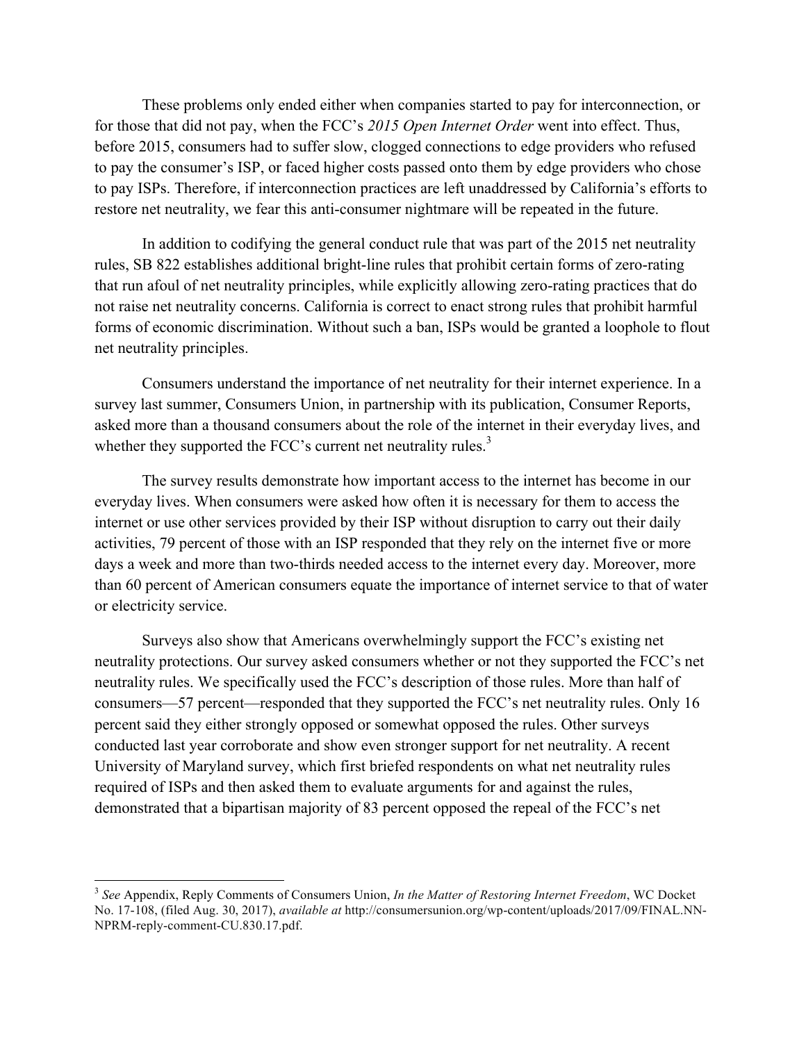These problems only ended either when companies started to pay for interconnection, or for those that did not pay, when the FCC's *2015 Open Internet Order* went into effect. Thus, before 2015, consumers had to suffer slow, clogged connections to edge providers who refused to pay the consumer's ISP, or faced higher costs passed onto them by edge providers who chose to pay ISPs. Therefore, if interconnection practices are left unaddressed by California's efforts to restore net neutrality, we fear this anti-consumer nightmare will be repeated in the future.

In addition to codifying the general conduct rule that was part of the 2015 net neutrality rules, SB 822 establishes additional bright-line rules that prohibit certain forms of zero-rating that run afoul of net neutrality principles, while explicitly allowing zero-rating practices that do not raise net neutrality concerns. California is correct to enact strong rules that prohibit harmful forms of economic discrimination. Without such a ban, ISPs would be granted a loophole to flout net neutrality principles.

Consumers understand the importance of net neutrality for their internet experience. In a survey last summer, Consumers Union, in partnership with its publication, Consumer Reports, asked more than a thousand consumers about the role of the internet in their everyday lives, and whether they supported the FCC's current net neutrality rules.[3]

The survey results demonstrate how important access to the internet has become in our everyday lives. When consumers were asked how often it is necessary for them to access the internet or use other services provided by their ISP without disruption to carry out their daily activities, 79 percent of those with an ISP responded that they rely on the internet five or more days a week and more than two-thirds needed access to the internet every day. Moreover, more than 60 percent of American consumers equate the importance of internet service to that of water or electricity service.

Surveys also show that Americans overwhelmingly support the FCC's existing net neutrality protections. Our survey asked consumers whether or not they supported the FCC's net neutrality rules. We specifically used the FCC's description of those rules. More than half of consumers—57 percent—responded that they supported the FCC's net neutrality rules. Only 16 percent said they either strongly opposed or somewhat opposed the rules. Other surveys conducted last year corroborate and show even stronger support for net neutrality. A recent University of Maryland survey, which first briefed respondents on what net neutrality rules required of ISPs and then asked them to evaluate arguments for and against the rules, demonstrated that a bipartisan majority of 83 percent opposed the repeal of the FCC's net

---

[3] *See* Appendix, Reply Comments of Consumers Union, *In the Matter of Restoring Internet Freedom*, WC Docket No. 17-108, (filed Aug. 30, 2017), *available at* http://consumersunion.org/wp-content/uploads/2017/09/FINAL.NN-NPRM-reply-comment-CU.830.17.pdf.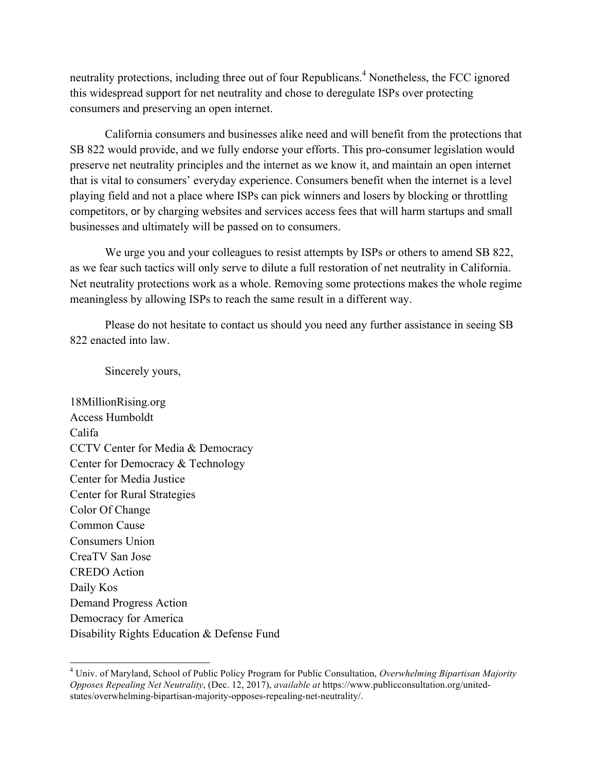neutrality protections, including three out of four Republicans.[4] Nonetheless, the FCC ignored this widespread support for net neutrality and chose to deregulate ISPs over protecting consumers and preserving an open internet.

California consumers and businesses alike need and will benefit from the protections that SB 822 would provide, and we fully endorse your efforts. This pro-consumer legislation would preserve net neutrality principles and the internet as we know it, and maintain an open internet that is vital to consumers' everyday experience. Consumers benefit when the internet is a level playing field and not a place where ISPs can pick winners and losers by blocking or throttling competitors, or by charging websites and services access fees that will harm startups and small businesses and ultimately will be passed on to consumers.

We urge you and your colleagues to resist attempts by ISPs or others to amend SB 822, as we fear such tactics will only serve to dilute a full restoration of net neutrality in California. Net neutrality protections work as a whole. Removing some protections makes the whole regime meaningless by allowing ISPs to reach the same result in a different way.

Please do not hesitate to contact us should you need any further assistance in seeing SB 822 enacted into law.

Sincerely yours,

18MillionRising.org
Access Humboldt
Califa
CCTV Center for Media & Democracy
Center for Democracy & Technology
Center for Media Justice
Center for Rural Strategies
Color Of Change
Common Cause
Consumers Union
CreaTV San Jose
CREDO Action
Daily Kos
Demand Progress Action
Democracy for America
Disability Rights Education & Defense Fund

[4] Univ. of Maryland, School of Public Policy Program for Public Consultation, *Overwhelming Bipartisan Majority Opposes Repealing Net Neutrality*, (Dec. 12, 2017), *available at* https://www.publicconsultation.org/united-states/overwhelming-bipartisan-majority-opposes-repealing-net-neutrality/.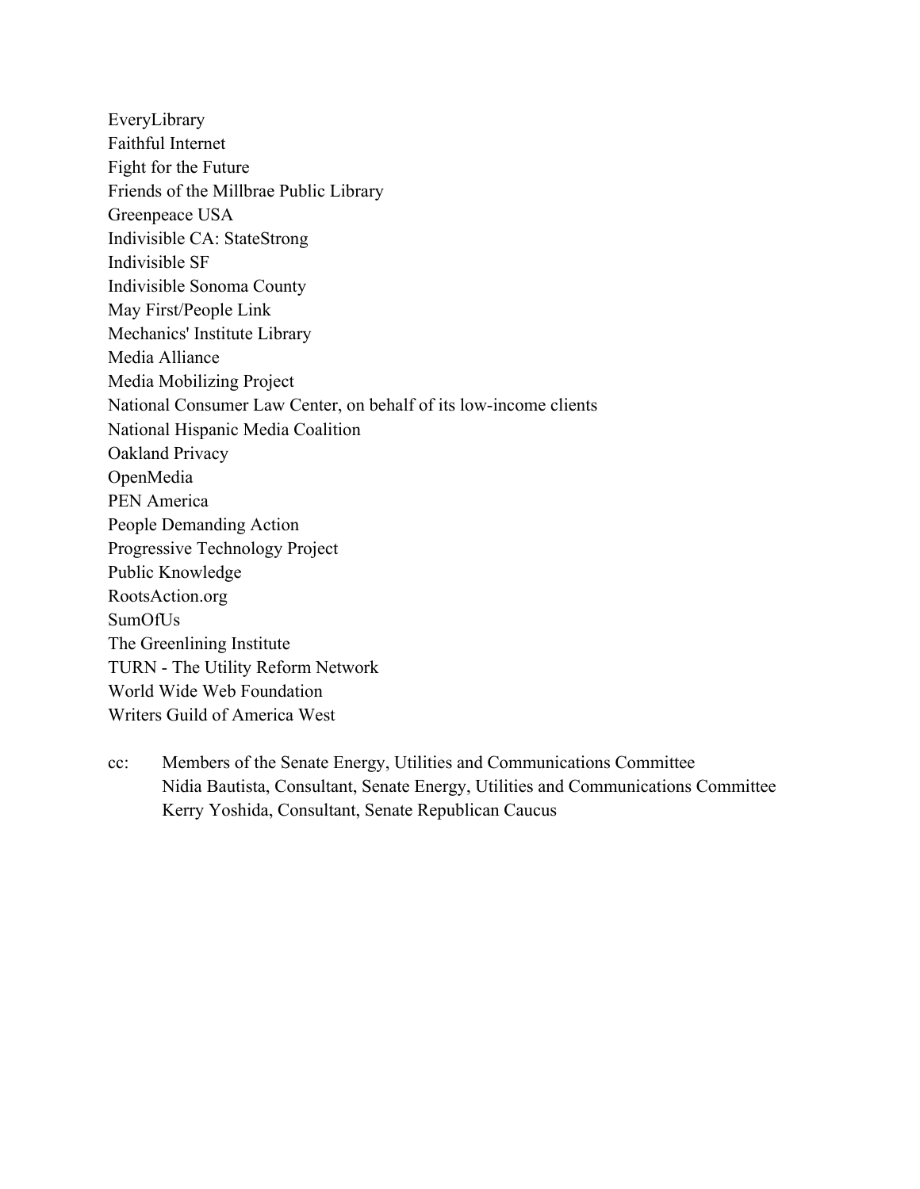EveryLibrary
Faithful Internet
Fight for the Future
Friends of the Millbrae Public Library
Greenpeace USA
Indivisible CA: StateStrong
Indivisible SF
Indivisible Sonoma County
May First/People Link
Mechanics' Institute Library
Media Alliance
Media Mobilizing Project
National Consumer Law Center, on behalf of its low-income clients
National Hispanic Media Coalition
Oakland Privacy
OpenMedia
PEN America
People Demanding Action
Progressive Technology Project
Public Knowledge
RootsAction.org
SumOfUs
The Greenlining Institute
TURN - The Utility Reform Network
World Wide Web Foundation
Writers Guild of America West

cc: Members of the Senate Energy, Utilities and Communications Committee
Nidia Bautista, Consultant, Senate Energy, Utilities and Communications Committee
Kerry Yoshida, Consultant, Senate Republican Caucus